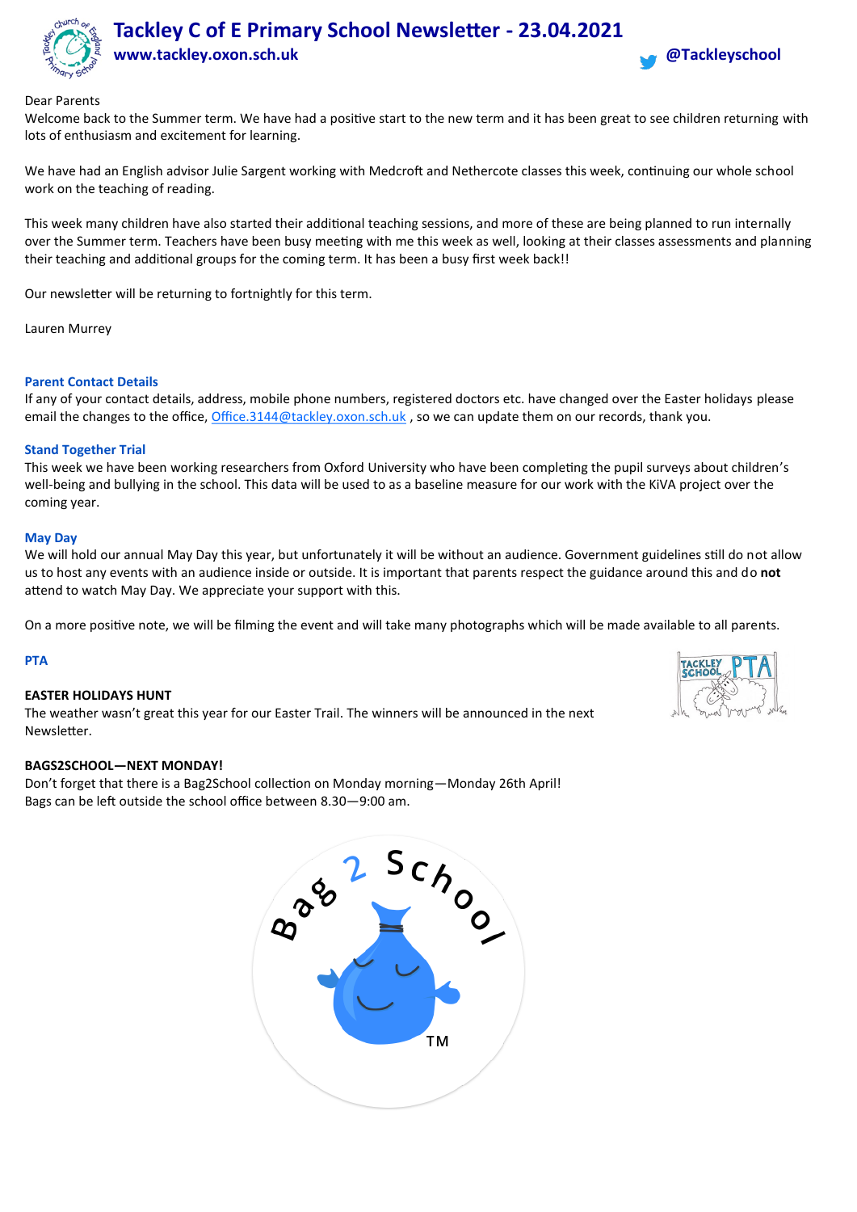# Tackley C of E Primary School Newsletter - 23.04.2021

**www.tackley.oxon.sch.uk**

**@Tackleyschool**

Dear Parents

Welcome back to the Summer term. We have had a positive start to the new term and it has been great to see children returning with lots of enthusiasm and excitement for learning.

We have had an English advisor Julie Sargent working with Medcroft and Nethercote classes this week, continuing our whole school work on the teaching of reading.

This week many children have also started their additional teaching sessions, and more of these are being planned to run internally over the Summer term. Teachers have been busy meeting with me this week as well, looking at their classes assessments and planning their teaching and additional groups for the coming term. It has been a busy first week back!!

Our newsletter will be returning to fortnightly for this term.

Lauren Murrey

### Parent Contact Details

If any of your contact details, address, mobile phone numbers, registered doctors etc. have changed over the Easter holidays please email the changes to the office, Office.3144@tackley.oxon.sch.uk , so we can update them on our records, thank you.

### Stand Together Trial

This week we have been working researchers from Oxford University who have been completing the pupil surveys about children's well-being and bullying in the school. This data will be used to as a baseline measure for our work with the KiVA project over the coming year.

### May Day

We will hold our annual May Day this year, but unfortunately it will be without an audience. Government guidelines still do not allow us to host any events with an audience inside or outside. It is important that parents respect the guidance around this and do **not** attend to watch May Day. We appreciate your support with this.

On a more positive note, we will be filming the event and will take many photographs which will be made available to all parents.

### PTA

**EASTER HOLIDAYS HUNT**

The weather wasn't great this year for our Easter Trail. The winners will be announced in the next Newsletter.

**BAGS2SCHOOL—NEXT MONDAY!**

Don't forget that there is a Bag2School collection on Monday morning—Monday 26th April!
Bags can be left outside the school office between 8.30—9:00 am.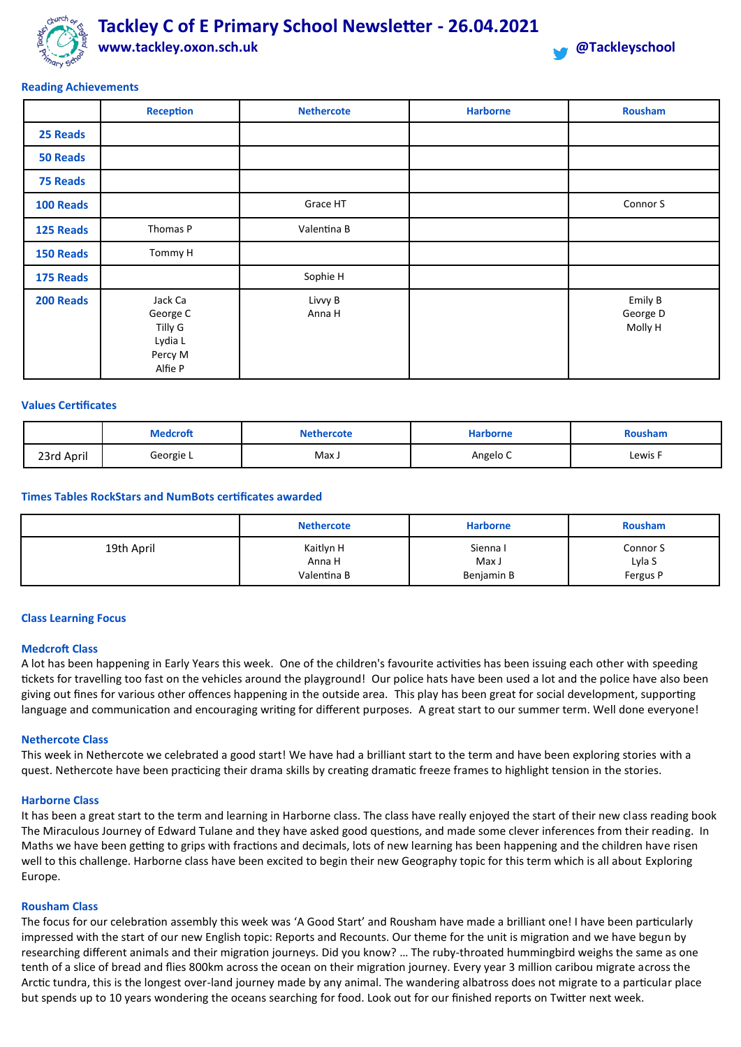# Tackley C of E Primary School Newsletter - 26.04.2021

**www.tackley.oxon.sch.uk**

**@Tackleyschool**

## Reading Achievements

| | Reception | Nethercote | Harborne | Rousham |
|---|---|---|---|---|
| 25 Reads | | | | |
| 50 Reads | | | | |
| 75 Reads | | | | |
| 100 Reads | | Grace HT | | Connor S |
| 125 Reads | Thomas P | Valentina B | | |
| 150 Reads | Tommy H | | | |
| 175 Reads | | Sophie H | | |
| 200 Reads | Jack Ca<br>George C<br>Tilly G<br>Lydia L<br>Percy M<br>Alfie P | Livvy B<br>Anna H | | Emily B<br>George D<br>Molly H |

## Values Certificates

| | Medcroft | Nethercote | Harborne | Rousham |
|---|---|---|---|---|
| 23rd April | Georgie L | Max J | Angelo C | Lewis F |

## Times Tables RockStars and NumBots certificates awarded

| | Nethercote | Harborne | Rousham |
|---|---|---|---|
| 19th April | Kaitlyn H<br>Anna H<br>Valentina B | Sienna I<br>Max J<br>Benjamin B | Connor S<br>Lyla S<br>Fergus P |

## Class Learning Focus

### Medcroft Class

A lot has been happening in Early Years this week. One of the children's favourite activities has been issuing each other with speeding tickets for travelling too fast on the vehicles around the playground! Our police hats have been used a lot and the police have also been giving out fines for various other offences happening in the outside area. This play has been great for social development, supporting language and communication and encouraging writing for different purposes. A great start to our summer term. Well done everyone!

### Nethercote Class

This week in Nethercote we celebrated a good start! We have had a brilliant start to the term and have been exploring stories with a quest. Nethercote have been practicing their drama skills by creating dramatic freeze frames to highlight tension in the stories.

### Harborne Class

It has been a great start to the term and learning in Harborne class. The class have really enjoyed the start of their new class reading book The Miraculous Journey of Edward Tulane and they have asked good questions, and made some clever inferences from their reading. In Maths we have been getting to grips with fractions and decimals, lots of new learning has been happening and the children have risen well to this challenge. Harborne class have been excited to begin their new Geography topic for this term which is all about Exploring Europe.

### Rousham Class

The focus for our celebration assembly this week was 'A Good Start' and Rousham have made a brilliant one! I have been particularly impressed with the start of our new English topic: Reports and Recounts. Our theme for the unit is migration and we have begun by researching different animals and their migration journeys. Did you know? … The ruby-throated hummingbird weighs the same as one tenth of a slice of bread and flies 800km across the ocean on their migration journey. Every year 3 million caribou migrate across the Arctic tundra, this is the longest over-land journey made by any animal. The wandering albatross does not migrate to a particular place but spends up to 10 years wondering the oceans searching for food. Look out for our finished reports on Twitter next week.